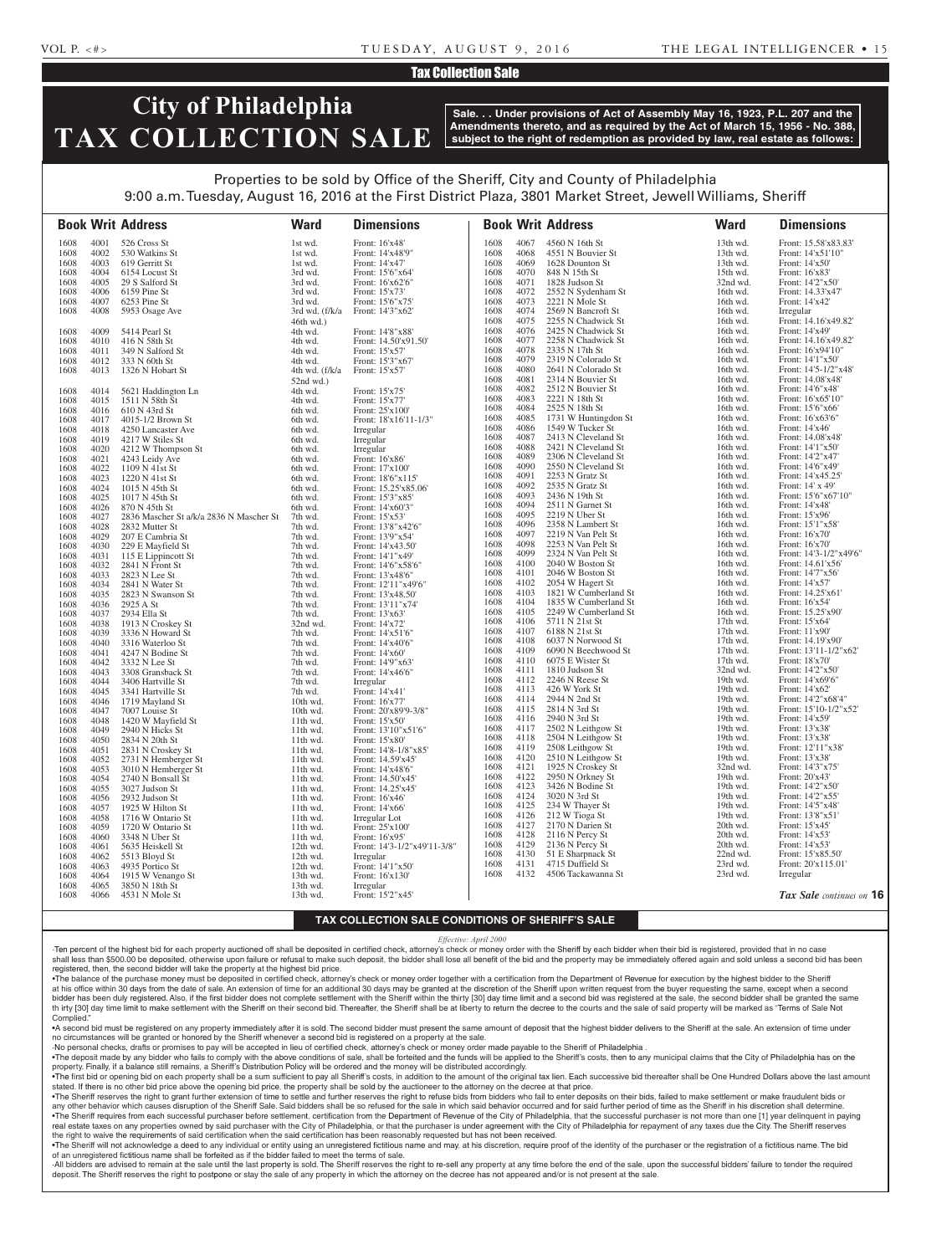## Tax Collection Sale

# City of Philadelphia TAX COLLECTION SALE

**Sale. . . Under provisions of Act of Assembly May 16, 1923, P.L. 207 and the Amendments thereto, and as required by the Act of March 15, 1956 - No. 388, subject to the right of redemption as provided by law, real estate as follows:**

Properties to be sold by Office of the Sheriff, City and County of Philadelphia
9:00 a.m. Tuesday, August 16, 2016 at the First District Plaza, 3801 Market Street, Jewell Williams, Sheriff

| Book | Writ | Address | Ward | Dimensions |
|---|---|---|---|---|
| 1608 | 4001 | 526 Cross St | 1st wd. | Front: 16'x48' |
| 1608 | 4002 | 530 Watkins St | 1st wd. | Front: 14'x48'9" |
| 1608 | 4003 | 619 Gerritt St | 1st wd. | Front: 14'x47' |
| 1608 | 4004 | 6154 Locust St | 3rd wd. | Front: 15'6"x64' |
| 1608 | 4005 | 29 S Salford St | 3rd wd. | Front: 16'x62'6" |
| 1608 | 4006 | 6159 Pine St | 3rd wd. | Front: 15'x73' |
| 1608 | 4007 | 6253 Pine St | 3rd wd. | Front: 15'6"x75' |
| 1608 | 4008 | 5953 Osage Ave | 3rd wd. (f/k/a 46th wd.) | Front: 14'3"x62' |
| 1608 | 4009 | 5414 Pearl St | 4th wd. | Front: 14'8"x88' |
| 1608 | 4010 | 416 N 58th St | 4th wd. | Front: 14.50'x91.50' |
| 1608 | 4011 | 349 N Salford St | 4th wd. | Front: 15'x57' |
| 1608 | 4012 | 333 N 60th St | 4th wd. | Front: 15'3"x67' |
| 1608 | 4013 | 1326 N Hobart St | 4th wd. (f/k/a 52nd wd.) | Front: 15'x57' |
| 1608 | 4014 | 5621 Haddington Ln | 4th wd. | Front: 15'x75' |
| 1608 | 4015 | 1511 N 58th St | 4th wd. | Front: 15'x77' |
| 1608 | 4016 | 610 N 43rd St | 6th wd. | Front: 25'x100' |
| 1608 | 4017 | 4015-1/2 Brown St | 6th wd. | Front: 18'x16'11-1/3" |
| 1608 | 4018 | 4250 Lancaster Ave | 6th wd. | Irregular |
| 1608 | 4019 | 4217 W Stiles St | 6th wd. | Irregular |
| 1608 | 4020 | 4212 W Thompson St | 6th wd. | Irregular |
| 1608 | 4021 | 4243 Leidy Ave | 6th wd. | Front: 16'x86' |
| 1608 | 4022 | 1109 N 41st St | 6th wd. | Front: 17'x100' |
| 1608 | 4023 | 1220 N 41st St | 6th wd. | Front: 18'6"x115' |
| 1608 | 4024 | 1015 N 45th St | 6th wd. | Front: 15.25'x85.06' |
| 1608 | 4025 | 1017 N 45th St | 6th wd. | Front: 15'3"x85' |
| 1608 | 4026 | 870 N 45th St | 6th wd. | Front: 14'x60'3" |
| 1608 | 4027 | 2836 Mascher St a/k/a 2836 N Mascher St | 7th wd. | Front: 15'x53' |
| 1608 | 4028 | 2832 Mutter St | 7th wd. | Front: 13'8"x42'6" |
| 1608 | 4029 | 207 E Cambria St | 7th wd. | Front: 13'9"x54' |
| 1608 | 4030 | 229 E Mayfield St | 7th wd. | Front: 14'x43.50' |
| 1608 | 4031 | 115 E Lippincott St | 7th wd. | Front: 14'1"x49' |
| 1608 | 4032 | 2841 N Front St | 7th wd. | Front: 14'6"x58'6" |
| 1608 | 4033 | 2823 N Lee St | 7th wd. | Front: 13'x48'6" |
| 1608 | 4034 | 2841 N Water St | 7th wd. | Front: 12'11"x49'6" |
| 1608 | 4035 | 2823 N Swanson St | 7th wd. | Front: 13'x48.50' |
| 1608 | 4036 | 2925 A St | 7th wd. | Front: 13'11"x74' |
| 1608 | 4037 | 2934 Ella St | 7th wd. | Front: 13'x63' |
| 1608 | 4038 | 1913 N Croskey St | 32nd wd. | Front: 14'x72' |
| 1608 | 4039 | 3336 N Howard St | 7th wd. | Front: 14'x51'6" |
| 1608 | 4040 | 3316 Waterloo St | 7th wd. | Front: 14'x40'6" |
| 1608 | 4041 | 4247 N Bodine St | 7th wd. | Front: 14'x60' |
| 1608 | 4042 | 3332 N Lee St | 7th wd. | Front: 14'9"x63' |
| 1608 | 4043 | 3308 Gransback St | 7th wd. | Front: 14'x46'6" |
| 1608 | 4044 | 3406 Hartville St | 7th wd. | Irregular |
| 1608 | 4045 | 3341 Hartville St | 7th wd. | Front: 14'x41' |
| 1608 | 4046 | 1719 Mayland St | 10th wd. | Front: 16'x77' |
| 1608 | 4047 | 7007 Louise St | 10th wd. | Front: 20'x89'9-3/8" |
| 1608 | 4048 | 1420 W Mayfield St | 11th wd. | Front: 15'x50' |
| 1608 | 4049 | 2940 N Hicks St | 11th wd. | Front: 13'10"x51'6" |
| 1608 | 4050 | 2834 N 20th St | 11th wd. | Front: 15'x80' |
| 1608 | 4051 | 2831 N Croskey St | 11th wd. | Front: 14'8-1/8"x85' |
| 1608 | 4052 | 2731 N Hemberger St | 11th wd. | Front: 14.59'x45' |
| 1608 | 4053 | 3010 N Hemberger St | 11th wd. | Front: 14'x48'6" |
| 1608 | 4054 | 2740 N Bonsall St | 11th wd. | Front: 14.50'x45' |
| 1608 | 4055 | 3027 Judson St | 11th wd. | Front: 14.25'x45' |
| 1608 | 4056 | 2932 Judson St | 11th wd. | Front: 16'x46' |
| 1608 | 4057 | 1925 W Hilton St | 11th wd. | Front: 14'x66' |
| 1608 | 4058 | 1716 W Ontario St | 11th wd. | Irregular Lot |
| 1608 | 4059 | 1720 W Ontario St | 11th wd. | Front: 25'x100' |
| 1608 | 4060 | 3348 N Uber St | 11th wd. | Front: 16'x95' |
| 1608 | 4061 | 5635 Heiskell St | 12th wd. | Front: 14'3-1/2"x49'11-3/8" |
| 1608 | 4062 | 5513 Bloyd St | 12th wd. | Irregular |
| 1608 | 4063 | 4935 Portico St | 12th wd. | Front: 14'1"x50' |
| 1608 | 4064 | 1915 W Venango St | 13th wd. | Front: 16'x130' |
| 1608 | 4065 | 3850 N 18th St | 13th wd. | Irregular |
| 1608 | 4066 | 4531 N Mole St | 13th wd. | Front: 15'2"x45' |
| 1608 | 4067 | 4560 N 16th St | 13th wd. | Front: 15.58'x83.83' |
| 1608 | 4068 | 4551 N Bouvier St | 13th wd. | Front: 14'x51'10" |
| 1608 | 4069 | 1628 Dounton St | 13th wd. | Front: 14'x50' |
| 1608 | 4070 | 848 N 15th St | 15th wd. | Front: 16'x83' |
| 1608 | 4071 | 1828 Judson St | 32nd wd. | Front: 14'2"x50' |
| 1608 | 4072 | 2552 N Sydenham St | 16th wd. | Front: 14.33'x47' |
| 1608 | 4073 | 2221 N Mole St | 16th wd. | Front: 14'x42' |
| 1608 | 4074 | 2569 N Bancroft St | 16th wd. | Irregular |
| 1608 | 4075 | 2255 N Chadwick St | 16th wd. | Front: 14.16'x49.82' |
| 1608 | 4076 | 2425 N Chadwick St | 16th wd. | Front: 14'x49' |
| 1608 | 4077 | 2258 N Chadwick St | 16th wd. | Front: 14.16'x49.82' |
| 1608 | 4078 | 2335 N 17th St | 16th wd. | Front: 16'x94'10" |
| 1608 | 4079 | 2319 N Colorado St | 16th wd. | Front: 14'1"x50' |
| 1608 | 4080 | 2641 N Colorado St | 16th wd. | Front: 14'5-1/2"x48' |
| 1608 | 4081 | 2314 N Bouvier St | 16th wd. | Front: 14.08'x48' |
| 1608 | 4082 | 2512 N Bouvier St | 16th wd. | Front: 14'6"x48' |
| 1608 | 4083 | 2221 N 18th St | 16th wd. | Front: 16'x65'10" |
| 1608 | 4084 | 2525 N 18th St | 16th wd. | Front: 15'6"x66' |
| 1608 | 4085 | 1731 W Huntingdon St | 16th wd. | Front: 16'x63'6" |
| 1608 | 4086 | 1549 W Tucker St | 16th wd. | Front: 14'x46' |
| 1608 | 4087 | 2413 N Cleveland St | 16th wd. | Front: 14.08'x48' |
| 1608 | 4088 | 2421 N Cleveland St | 16th wd. | Front: 14'1"x50' |
| 1608 | 4089 | 2306 N Cleveland St | 16th wd. | Front: 14'2"x47' |
| 1608 | 4090 | 2550 N Cleveland St | 16th wd. | Front: 14'6"x49' |
| 1608 | 4091 | 2253 N Gratz St | 16th wd. | Front: 14'x45.25' |
| 1608 | 4092 | 2535 N Gratz St | 16th wd. | Front: 14' x 49' |
| 1608 | 4093 | 2436 N 19th St | 16th wd. | Front: 15'6"x67'10" |
| 1608 | 4094 | 2511 N Garnet St | 16th wd. | Front: 14'x48' |
| 1608 | 4095 | 2219 N Uber St | 16th wd. | Front: 15'x96' |
| 1608 | 4096 | 2358 N Lambert St | 16th wd. | Front: 15'1"x58' |
| 1608 | 4097 | 2219 N Van Pelt St | 16th wd. | Front: 16'x70' |
| 1608 | 4098 | 2253 N Van Pelt St | 16th wd. | Front: 16'x70' |
| 1608 | 4099 | 2324 N Van Pelt St | 16th wd. | Front: 14'3-1/2"x49'6" |
| 1608 | 4100 | 2040 W Boston St | 16th wd. | Front: 14.61'x56' |
| 1608 | 4101 | 2046 W Boston St | 16th wd. | Front: 14'7"x56' |
| 1608 | 4102 | 2054 W Hagert St | 16th wd. | Front: 14'x57' |
| 1608 | 4103 | 1821 W Cumberland St | 16th wd. | Front: 14.25'x61' |
| 1608 | 4104 | 1835 W Cumberland St | 16th wd. | Front: 16'x54' |
| 1608 | 4105 | 2249 W Cumberland St | 16th wd. | Front: 15.25'x90' |
| 1608 | 4106 | 5711 N 21st St | 17th wd. | Front: 15'x64' |
| 1608 | 4107 | 6188 N 21st St | 17th wd. | Front: 11'x90' |
| 1608 | 4108 | 6037 N Norwood St | 17th wd. | Front: 14.19'x90' |
| 1608 | 4109 | 6090 N Beechwood St | 17th wd. | Front: 13'11-1/2"x62' |
| 1608 | 4110 | 6075 E Wister St | 17th wd. | Front: 18'x70' |
| 1608 | 4111 | 1810 Judson St | 32nd wd. | Front: 14'2"x50' |
| 1608 | 4112 | 2246 N Reese St | 19th wd. | Front: 14'x69'6" |
| 1608 | 4113 | 426 W York St | 19th wd. | Front: 14'x62' |
| 1608 | 4114 | 2944 N 2nd St | 19th wd. | Front: 14'2"x68'4" |
| 1608 | 4115 | 2814 N 3rd St | 19th wd. | Front: 15'10-1/2"x52' |
| 1608 | 4116 | 2940 N 3rd St | 19th wd. | Front: 14'x59' |
| 1608 | 4117 | 2502 N Leithgow St | 19th wd. | Front: 13'x38' |
| 1608 | 4118 | 2504 N Leithgow St | 19th wd. | Front: 13'x38' |
| 1608 | 4119 | 2508 Leithgow St | 19th wd. | Front: 12'11"x38' |
| 1608 | 4120 | 2510 N Leithgow St | 19th wd. | Front: 13'x38' |
| 1608 | 4121 | 1925 N Croskey St | 32nd wd. | Front: 14'3"x75' |
| 1608 | 4122 | 2950 N Orkney St | 19th wd. | Front: 20'x43' |
| 1608 | 4123 | 3426 N Bodine St | 19th wd. | Front: 14'2"x50' |
| 1608 | 4124 | 3020 N 3rd St | 19th wd. | Front: 14'2"x55' |
| 1608 | 4125 | 234 W Thayer St | 19th wd. | Front: 14'5"x48' |
| 1608 | 4126 | 212 W Tioga St | 19th wd. | Front: 13'8"x51' |
| 1608 | 4127 | 2170 N Darien St | 20th wd. | Front: 15'x45' |
| 1608 | 4128 | 2116 N Percy St | 20th wd. | Front: 14'x53' |
| 1608 | 4129 | 2136 N Percy St | 20th wd. | Front: 14'x53' |
| 1608 | 4130 | 51 E Sharpnack St | 22nd wd. | Front: 15'x85.50' |
| 1608 | 4131 | 4715 Duffield St | 23rd wd. | Front: 20'x115.01' |
| 1608 | 4132 | 4506 Tackawanna St | 23rd wd. | Irregular |

*Tax Sale continues on* **16**

### TAX COLLECTION SALE CONDITIONS OF SHERIFF'S SALE

*Effective: April 2000*

·Ten percent of the highest bid for each property auctioned off shall be deposited in certified check, attorney's check or money order with the Sheriff by each bidder when their bid is registered, provided that in no case shall less than $500.00 be deposited, otherwise upon failure or refusal to make such deposit, the bidder shall lose all benefit of the bid and the property may be immediately offered again and sold unless a second bid has been registered, then, the second bidder will take the property at the highest bid price.

•The balance of the purchase money must be deposited in certified check, attorney's check or money order together with a certification from the Department of Revenue for execution by the highest bidder to the Sheriff at his office within 30 days from the date of sale. An extension of time for an additional 30 days may be granted at the discretion of the Sheriff upon written request from the buyer requesting the same, except when a second bidder has been duly registered. Also, if the first bidder does not complete settlement with the Sheriff within the thirty [30] day time limit and a second bid was registered at the sale, the second bidder shall be granted the same th irty [30] day time limit to make settlement with the Sheriff on their second bid. Thereafter, the Sheriff shall be at liberty to return the decree to the courts and the sale of said property will be marked as "Terms of Sale Not Complied."

•A second bid must be registered on any property immediately after it is sold. The second bidder must present the same amount of deposit that the highest bidder delivers to the Sheriff at the sale. An extension of time under no circumstances will be granted or honored by the Sheriff whenever a second bid is registered on a property at the sale.

·No personal checks, drafts or promises to pay will be accepted in lieu of certified check, attorney's check or money order made payable to the Sheriff of Philadelphia .

•The deposit made by any bidder who fails to comply with the above conditions of sale, shall be forteited and the funds will be applied to the Sheriff's costs, then to any municipal claims that the City of Philadelphia has on the property. Finally, if a balance still remains, a Sheriff's Distribution Policy will be ordered and the money will be distributed accordingly.

•The first bid or opening bid on each property shall be a sum sufficient to pay all Sheriff's costs, in addition to the amount of the original tax lien. Each successive bid thereafter shall be One Hundred Dollars above the last amount stated. If there is no other bid price above the opening bid price, the property shall be sold by the auctioneer to the attorney on the decree at that price.

•The Sheriff reserves the right to grant further extension of time to settle and further reserves the right to refuse bids from bidders who fail to enter deposits on their bids, failed to make settlement or make fraudulent bids or any other behavior which causes disruption of the Sheriff Sale. Said bidders shall be so refused for the sale in which said behavior occurred and for said further period of time as the Sheriff in his discretion shall determine.

•The Sheriff requires from each successful purchaser before settlement, certification from the Department of Revenue of the City of Philadelphia, that the successful purchaser is not more than one [1] year delinquent in paying real estate taxes on any properties owned by said purchaser with the City of Philadelphia, or that the purchaser is under agreement with the City of Philadelphia for repayment of any taxes due the City. The Sheriff reserves the right to waive the requirements of said certification when the said certification has been reasonably requested but has not been received.

•The Sheriff will not acknowledge a deed to any individual or entity using an unregistered fictitious name and may, at his discretion, require proof of the identity of the purchaser or the registration of a fictitious name. The bid of an unregistered fictitious name shall be forfeited as if the bidder failed to meet the terms of sale.

·All bidders are advised to remain at the sale until the last property is sold. The Sheriff reserves the right to re-sell any property at any time before the end of the sale, upon the successful bidders' failure to tender the required deposit. The Sheriff reserves the right to postpone or stay the sale of any property in which the attorney on the decree has not appeared and/or is not present at the sale.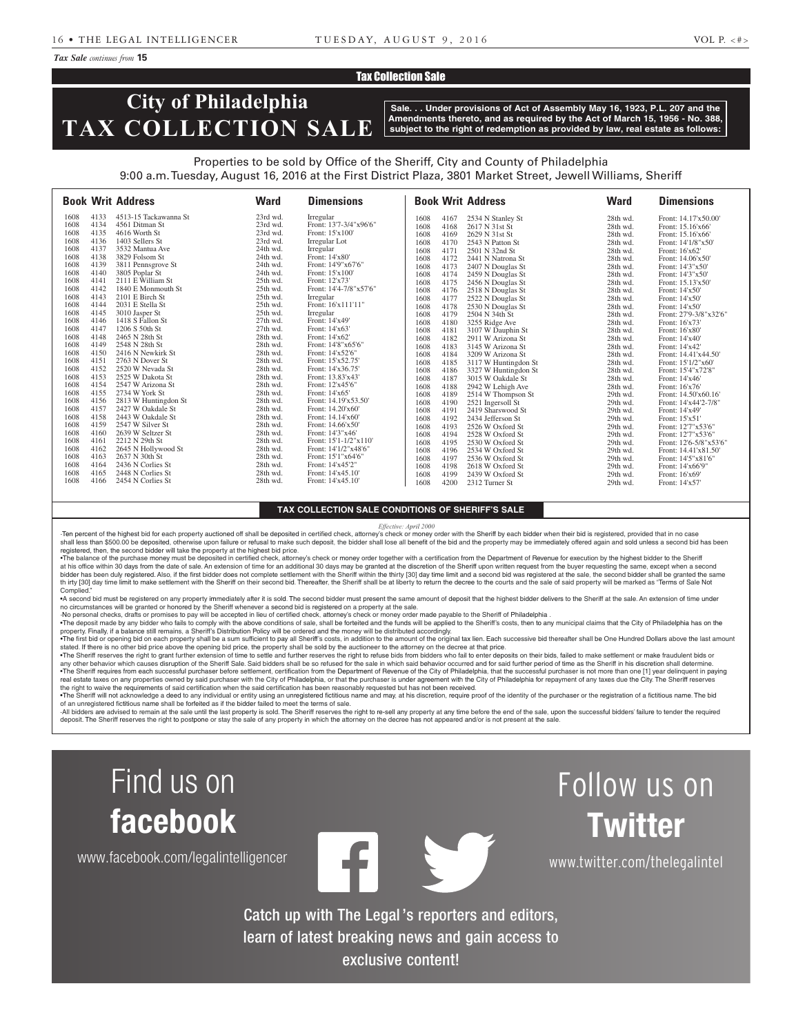*Tax Sale continues from* **15**

Tax Collection Sale

# City of Philadelphia TAX COLLECTION SALE

**Sale. . . Under provisions of Act of Assembly May 16, 1923, P.L. 207 and the Amendments thereto, and as required by the Act of March 15, 1956 - No. 388, subject to the right of redemption as provided by law, real estate as follows:**

Properties to be sold by Office of the Sheriff, City and County of Philadelphia
9:00 a.m. Tuesday, August 16, 2016 at the First District Plaza, 3801 Market Street, Jewell Williams, Sheriff

| Book | Writ | Address | Ward | Dimensions |
|---|---|---|---|---|
| 1608 | 4133 | 4513-15 Tackawanna St | 23rd wd. | Irregular |
| 1608 | 4134 | 4561 Ditman St | 23rd wd. | Front: 13'7-3/4"x96'6" |
| 1608 | 4135 | 4616 Worth St | 23rd wd. | Front: 15'x100' |
| 1608 | 4136 | 1403 Sellers St | 23rd wd. | Irregular Lot |
| 1608 | 4137 | 3532 Mantua Ave | 24th wd. | Irregular |
| 1608 | 4138 | 3829 Folsom St | 24th wd. | Front: 14'x80' |
| 1608 | 4139 | 3811 Pennsgrove St | 24th wd. | Front: 14'9"x67'6" |
| 1608 | 4140 | 3805 Poplar St | 24th wd. | Front: 15'x100' |
| 1608 | 4141 | 2111 E William St | 25th wd. | Front: 12'x73' |
| 1608 | 4142 | 1840 E Monmouth St | 25th wd. | Front: 14'4-7/8"x57'6" |
| 1608 | 4143 | 2101 E Birch St | 25th wd. | Irregular |
| 1608 | 4144 | 2031 E Stella St | 25th wd. | Front: 16'x111'11" |
| 1608 | 4145 | 3010 Jasper St | 25th wd. | Irregular |
| 1608 | 4146 | 1418 S Fallon St | 27th wd. | Front: 14'x49' |
| 1608 | 4147 | 1206 S 50th St | 27th wd. | Front: 14'x63' |
| 1608 | 4148 | 2465 N 28th St | 28th wd. | Front: 14'x62' |
| 1608 | 4149 | 2548 N 28th St | 28th wd. | Front: 14'8"x65'6" |
| 1608 | 4150 | 2416 N Newkirk St | 28th wd. | Front: 14'x52'6" |
| 1608 | 4151 | 2763 N Dover St | 28th wd. | Front: 15'x52.75' |
| 1608 | 4152 | 2520 W Nevada St | 28th wd. | Front: 14'x36.75' |
| 1608 | 4153 | 2525 W Dakota St | 28th wd. | Front: 13.83'x43' |
| 1608 | 4154 | 2547 W Arizona St | 28th wd. | Front: 12'x45'6" |
| 1608 | 4155 | 2734 W York St | 28th wd. | Front: 14'x65' |
| 1608 | 4156 | 2813 W Huntingdon St | 28th wd. | Front: 14.19'x53.50' |
| 1608 | 4157 | 2427 W Oakdale St | 28th wd. | Front: 14.20'x60' |
| 1608 | 4158 | 2443 W Oakdale St | 28th wd. | Front: 14.14'x60' |
| 1608 | 4159 | 2547 W Silver St | 28th wd. | Front: 14.66'x50' |
| 1608 | 4160 | 2639 W Seltzer St | 28th wd. | Front: 14'3"x46' |
| 1608 | 4161 | 2212 N 29th St | 28th wd. | Front: 15'1-1/2"x110' |
| 1608 | 4162 | 2645 N Hollywood St | 28th wd. | Front: 14'1/2"x48'6" |
| 1608 | 4163 | 2637 N 30th St | 28th wd. | Front: 15'1"x64'6" |
| 1608 | 4164 | 2436 N Corlies St | 28th wd. | Front: 14'x45'2" |
| 1608 | 4165 | 2448 N Corlies St | 28th wd. | Front: 14'x45.10' |
| 1608 | 4166 | 2454 N Corlies St | 28th wd. | Front: 14'x45.10' |
| 1608 | 4167 | 2534 N Stanley St | 28th wd. | Front: 14.17'x50.00' |
| 1608 | 4168 | 2617 N 31st St | 28th wd. | Front: 15.16'x66' |
| 1608 | 4169 | 2629 N 31st St | 28th wd. | Front: 15.16'x66' |
| 1608 | 4170 | 2543 N Patton St | 28th wd. | Front: 14'1/8"x50' |
| 1608 | 4171 | 2501 N 32nd St | 28th wd. | Front: 16'x62' |
| 1608 | 4172 | 2441 N Natrona St | 28th wd. | Front: 14.06'x50' |
| 1608 | 4173 | 2407 N Douglas St | 28th wd. | Front: 14'3"x50' |
| 1608 | 4174 | 2459 N Douglas St | 28th wd. | Front: 14'3"x50' |
| 1608 | 4175 | 2456 N Douglas St | 28th wd. | Front: 15.13'x50' |
| 1608 | 4176 | 2518 N Douglas St | 28th wd. | Front: 14'x50' |
| 1608 | 4177 | 2522 N Douglas St | 28th wd. | Front: 14'x50' |
| 1608 | 4178 | 2530 N Douglas St | 28th wd. | Front: 14'x50' |
| 1608 | 4179 | 2504 N 34th St | 28th wd. | Front: 27'9-3/8"x32'6" |
| 1608 | 4180 | 3255 Ridge Ave | 28th wd. | Front: 16'x73' |
| 1608 | 4181 | 3107 W Dauphin St | 28th wd. | Front: 16'x80' |
| 1608 | 4182 | 2911 W Arizona St | 28th wd. | Front: 14'x40' |
| 1608 | 4183 | 3145 W Arizona St | 28th wd. | Front: 14'x42' |
| 1608 | 4184 | 3209 W Arizona St | 28th wd. | Front: 14.41'x44.50' |
| 1608 | 4185 | 3117 W Huntingdon St | 28th wd. | Front: 15'1/2"x60' |
| 1608 | 4186 | 3327 W Huntingdon St | 28th wd. | Front: 15'4"x72'8" |
| 1608 | 4187 | 3015 W Oakdale St | 28th wd. | Front: 14'x46' |
| 1608 | 4188 | 2942 W Lehigh Ave | 28th wd. | Front: 16'x76' |
| 1608 | 4189 | 2514 W Thompson St | 29th wd. | Front: 14.50'x60.16' |
| 1608 | 4190 | 2521 Ingersoll St | 29th wd. | Front: 14'x44'2-7/8" |
| 1608 | 4191 | 2419 Sharswood St | 29th wd. | Front: 14'x49' |
| 1608 | 4192 | 2434 Jefferson St | 29th wd. | Front: 15'x51' |
| 1608 | 4193 | 2526 W Oxford St | 29th wd. | Front: 12'7"x53'6" |
| 1608 | 4194 | 2528 W Oxford St | 29th wd. | Front: 12'7"x53'6" |
| 1608 | 4195 | 2530 W Oxford St | 29th wd. | Front: 12'6-5/8"x53'6" |
| 1608 | 4196 | 2534 W Oxford St | 29th wd. | Front: 14.41'x81.50' |
| 1608 | 4197 | 2536 W Oxford St | 29th wd. | Front: 14'5"x81'6" |
| 1608 | 4198 | 2618 W Oxford St | 29th wd. | Front: 14'x66'9" |
| 1608 | 4199 | 2439 W Oxford St | 29th wd. | Front: 16'x69' |
| 1608 | 4200 | 2312 Turner St | 29th wd. | Front: 14'x57' |

## TAX COLLECTION SALE CONDITIONS OF SHERIFF'S SALE

*Effective: April 2000*

·Ten percent of the highest bid for each property auctioned off shall be deposited in certified check, attorney's check or money order with the Sheriff by each bidder when their bid is registered, provided that in no case shall less than $500.00 be deposited, otherwise upon failure or refusal to make such deposit, the bidder shall lose all benefit of the bid and the property may be immediately offered again and sold unless a second bid has been registered, then, the second bidder will take the property at the highest bid price.

•The balance of the purchase money must be deposited in certified check, attorney's check or money order together with a certification from the Department of Revenue for execution by the highest bidder to the Sheriff at his office within 30 days from the date of sale. An extension of time for an additional 30 days may be granted at the discretion of the Sheriff upon written request from the buyer requesting the same, except when a second bidder has been duly registered. Also, if the first bidder does not complete settlement with the Sheriff within the thirty [30] day time limit and a second bid was registered at the sale, the second bidder shall be granted the same th irty [30] day time limit to make settlement with the Sheriff on their second bid. Thereafter, the Sheriff shall be at liberty to return the decree to the courts and the sale of said property will be marked as "Terms of Sale Not Complied."

•A second bid must be registered on any property immediately after it is sold. The second bidder must present the same amount of deposit that the highest bidder delivers to the Sheriff at the sale. An extension of time under no circumstances will be granted or honored by the Sheriff whenever a second bid is registered on a property at the sale.

·No personal checks, drafts or promises to pay will be accepted in lieu of certified check, attorney's check or money order made payable to the Sheriff of Philadelphia .

•The deposit made by any bidder who fails to comply with the above conditions of sale, shall be forteited and the funds will be applied to the Sheriff's costs, then to any municipal claims that the City of Philadelphia has on the property. Finally, if a balance still remains, a Sheriff's Distribution Policy will be ordered and the money will be distributed accordingly.

•The first bid or opening bid on each property shall be a sum sufficient to pay all Sheriff's costs, in addition to the amount of the original tax lien. Each successive bid thereafter shall be One Hundred Dollars above the last amount stated. If there is no other bid price above the opening bid price, the property shall be sold by the auctioneer to the attorney on the decree at that price.

•The Sheriff reserves the right to grant further extension of time to settle and further reserves the right to refuse bids from bidders who fail to enter deposits on their bids, failed to make settlement or make fraudulent bids or any other behavior which causes disruption of the Sheriff Sale. Said bidders shall be so refused for the sale in which said behavior occurred and for said further period of time as the Sheriff in his discretion shall determine.

•The Sheriff requires from each successful purchaser before settlement, certification from the Department of Revenue of the City of Philadelphia, that the successful purchaser is not more than one [1] year delinquent in paying real estate taxes on any properties owned by said purchaser with the City of Philadelphia, or that the purchaser is under agreement with the City of Philadelphia for repayment of any taxes due the City. The Sheriff reserves the right to waive the requirements of said certification when the said certification has been reasonably requested but has not been received.

•The Sheriff will not acknowledge a deed to any individual or entity using an unregistered fictitious name and may, at his discretion, require proof of the identity of the purchaser or the registration of a fictitious name. The bid of an unregistered fictitious name shall be forfeited as if the bidder failed to meet the terms of sale.

·All bidders are advised to remain at the sale until the last property is sold. The Sheriff reserves the right to re-sell any property at any time before the end of the sale, upon the successful bidders' failure to tender the required deposit. The Sheriff reserves the right to postpone or stay the sale of any property in which the attorney on the decree has not appeared and/or is not present at the sale.

Find us on **facebook**

www.facebook.com/legalintelligencer

Follow us on **Twitter**

www.twitter.com/thelegalintel

Catch up with The Legal's reporters and editors, learn of latest breaking news and gain access to exclusive content!